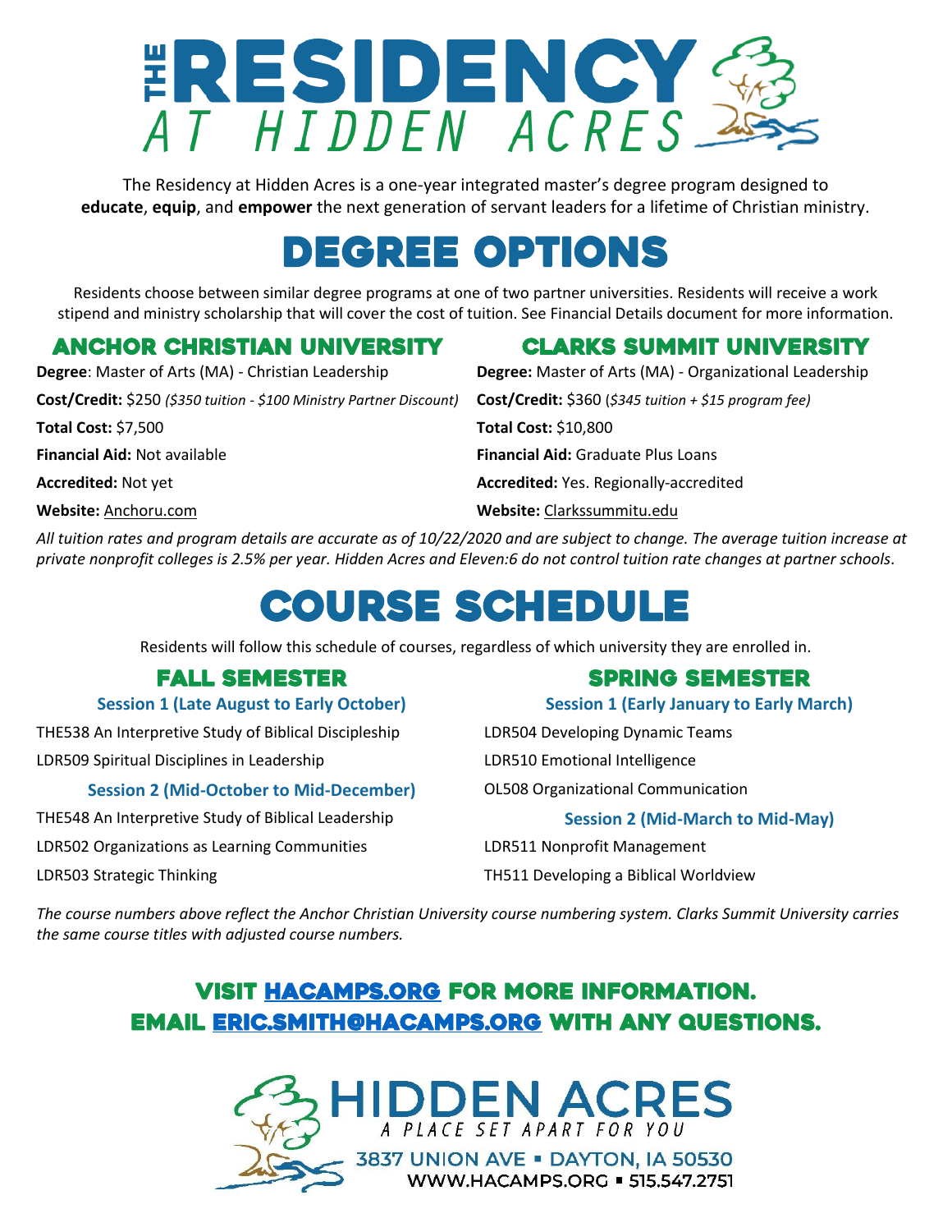# THE RESIDENCY AT HIDDEN ACRES

The Residency at Hidden Acres is a one-year integrated master's degree program designed to **educate**, **equip**, and **empower** the next generation of servant leaders for a lifetime of Christian ministry.

# DEGREE OPTIONS

Residents choose between similar degree programs at one of two partner universities. Residents will receive a work stipend and ministry scholarship that will cover the cost of tuition. See Financial Details document for more information.

## ANCHOR CHRISTIAN UNIVERSITY

**Degree**: Master of Arts (MA) - Christian Leadership

**Cost/Credit:** $250 *($350 tuition - $100 Ministry Partner Discount)*

**Total Cost:** $7,500

**Financial Aid:** Not available

**Accredited:** Not yet

**Website:** Anchoru.com

## CLARKS SUMMIT UNIVERSITY

**Degree:** Master of Arts (MA) - Organizational Leadership

**Cost/Credit:** $360 (*$345 tuition + $15 program fee)*

**Total Cost:** $10,800

**Financial Aid:** Graduate Plus Loans

**Accredited:** Yes. Regionally-accredited

**Website:** Clarkssummitu.edu

*All tuition rates and program details are accurate as of 10/22/2020 and are subject to change. The average tuition increase at private nonprofit colleges is 2.5% per year. Hidden Acres and Eleven:6 do not control tuition rate changes at partner schools.*

# COURSE SCHEDULE

Residents will follow this schedule of courses, regardless of which university they are enrolled in.

## FALL SEMESTER

### Session 1 (Late August to Early October)

THE538 An Interpretive Study of Biblical Discipleship

LDR509 Spiritual Disciplines in Leadership

### Session 2 (Mid-October to Mid-December)

THE548 An Interpretive Study of Biblical Leadership

LDR502 Organizations as Learning Communities

LDR503 Strategic Thinking

## SPRING SEMESTER

### Session 1 (Early January to Early March)

LDR504 Developing Dynamic Teams

LDR510 Emotional Intelligence

OL508 Organizational Communication

### Session 2 (Mid-March to Mid-May)

LDR511 Nonprofit Management

TH511 Developing a Biblical Worldview

*The course numbers above reflect the Anchor Christian University course numbering system. Clarks Summit University carries the same course titles with adjusted course numbers.*

## VISIT HACAMPS.ORG FOR MORE INFORMATION. EMAIL ERIC.SMITH@HACAMPS.ORG WITH ANY QUESTIONS.

HIDDEN ACRES
A PLACE SET APART FOR YOU
3837 UNION AVE ▪ DAYTON, IA 50530
WWW.HACAMPS.ORG ▪ 515.547.2751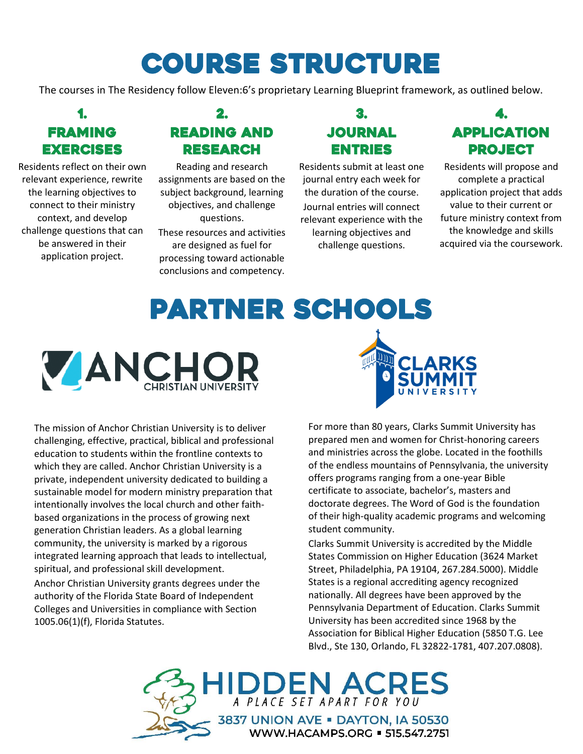# COURSE STRUCTURE

The courses in The Residency follow Eleven:6's proprietary Learning Blueprint framework, as outlined below.

## 1. FRAMING EXERCISES

Residents reflect on their own relevant experience, rewrite the learning objectives to connect to their ministry context, and develop challenge questions that can be answered in their application project.

## 2. READING AND RESEARCH

Reading and research assignments are based on the subject background, learning objectives, and challenge questions.

These resources and activities are designed as fuel for processing toward actionable conclusions and competency.

## 3. JOURNAL ENTRIES

Residents submit at least one journal entry each week for the duration of the course.

Journal entries will connect relevant experience with the learning objectives and challenge questions.

## 4. APPLICATION PROJECT

Residents will propose and complete a practical application project that adds value to their current or future ministry context from the knowledge and skills acquired via the coursework.

# PARTNER SCHOOLS

ANCHOR CHRISTIAN UNIVERSITY

The mission of Anchor Christian University is to deliver challenging, effective, practical, biblical and professional education to students within the frontline contexts to which they are called. Anchor Christian University is a private, independent university dedicated to building a sustainable model for modern ministry preparation that intentionally involves the local church and other faith-based organizations in the process of growing next generation Christian leaders. As a global learning community, the university is marked by a rigorous integrated learning approach that leads to intellectual, spiritual, and professional skill development.

Anchor Christian University grants degrees under the authority of the Florida State Board of Independent Colleges and Universities in compliance with Section 1005.06(1)(f), Florida Statutes.

CLARKS SUMMIT UNIVERSITY

For more than 80 years, Clarks Summit University has prepared men and women for Christ-honoring careers and ministries across the globe. Located in the foothills of the endless mountains of Pennsylvania, the university offers programs ranging from a one-year Bible certificate to associate, bachelor's, masters and doctorate degrees. The Word of God is the foundation of their high-quality academic programs and welcoming student community.

Clarks Summit University is accredited by the Middle States Commission on Higher Education (3624 Market Street, Philadelphia, PA 19104, 267.284.5000). Middle States is a regional accrediting agency recognized nationally. All degrees have been approved by the Pennsylvania Department of Education. Clarks Summit University has been accredited since 1968 by the Association for Biblical Higher Education (5850 T.G. Lee Blvd., Ste 130, Orlando, FL 32822-1781, 407.207.0808).

HIDDEN ACRES

*A PLACE SET APART FOR YOU*

3837 UNION AVE ▪ DAYTON, IA 50530

WWW.HACAMPS.ORG ▪ 515.547.2751